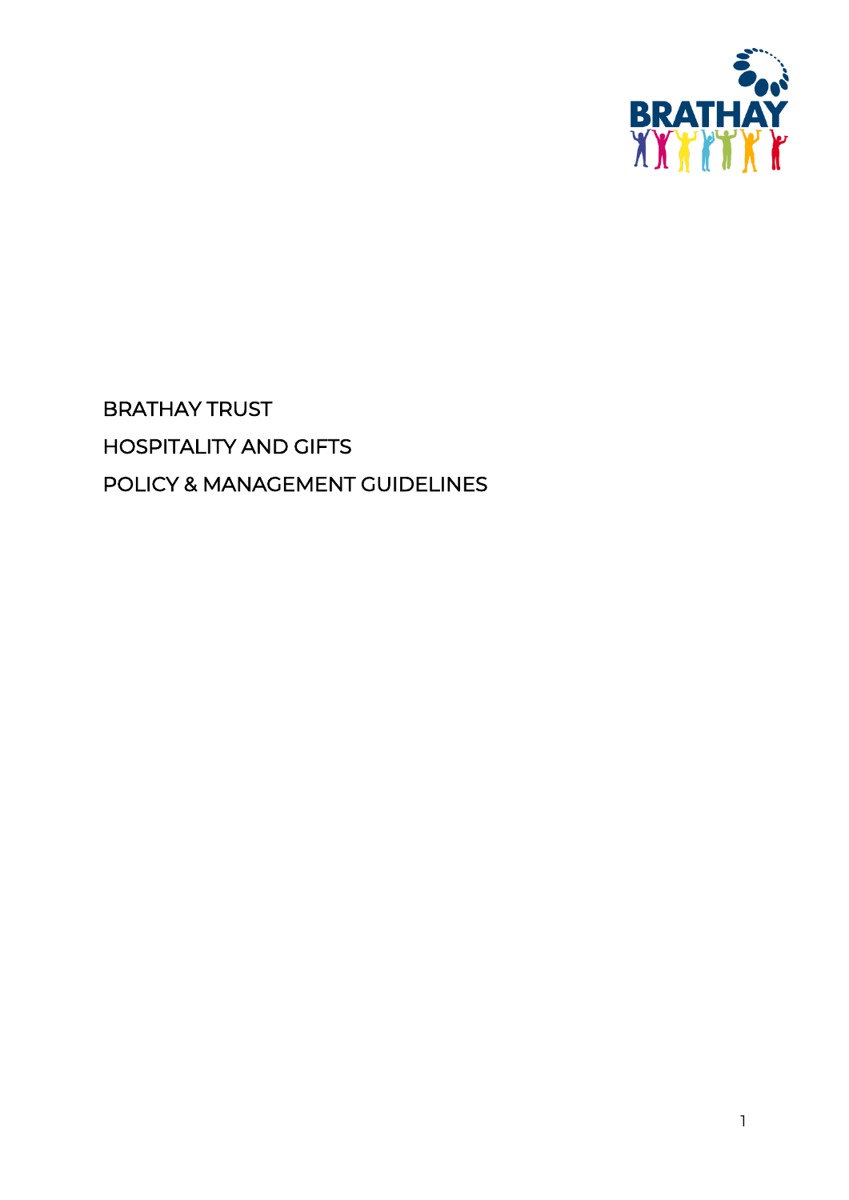BRATHAY TRUST

HOSPITALITY AND GIFTS

POLICY & MANAGEMENT GUIDELINES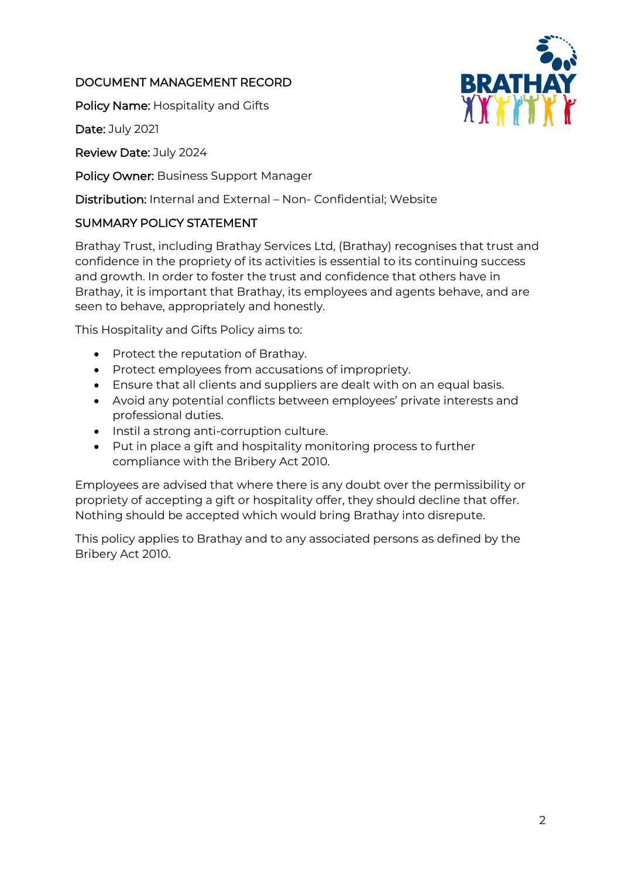## DOCUMENT MANAGEMENT RECORD

**Policy Name:** Hospitality and Gifts

**Date:** July 2021

**Review Date:** July 2024

**Policy Owner:** Business Support Manager

**Distribution:** Internal and External – Non- Confidential; Website

## SUMMARY POLICY STATEMENT

Brathay Trust, including Brathay Services Ltd, (Brathay) recognises that trust and confidence in the propriety of its activities is essential to its continuing success and growth. In order to foster the trust and confidence that others have in Brathay, it is important that Brathay, its employees and agents behave, and are seen to behave, appropriately and honestly.

This Hospitality and Gifts Policy aims to:

- Protect the reputation of Brathay.
- Protect employees from accusations of impropriety.
- Ensure that all clients and suppliers are dealt with on an equal basis.
- Avoid any potential conflicts between employees' private interests and professional duties.
- Instil a strong anti-corruption culture.
- Put in place a gift and hospitality monitoring process to further compliance with the Bribery Act 2010.

Employees are advised that where there is any doubt over the permissibility or propriety of accepting a gift or hospitality offer, they should decline that offer. Nothing should be accepted which would bring Brathay into disrepute.

This policy applies to Brathay and to any associated persons as defined by the Bribery Act 2010.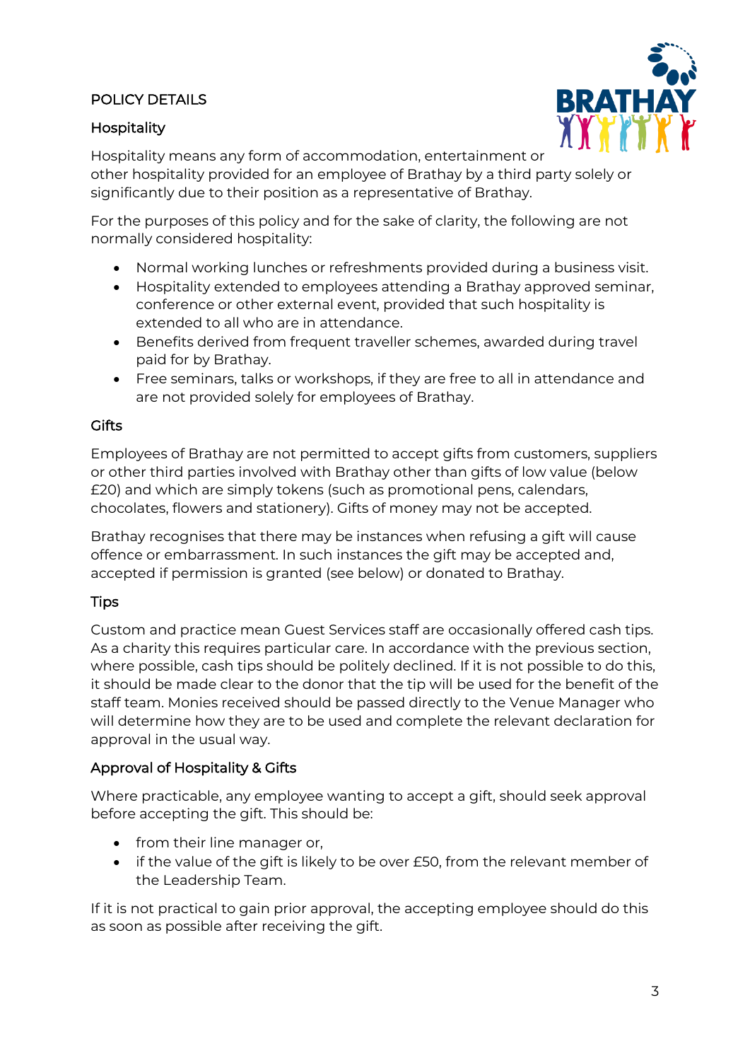## POLICY DETAILS

### Hospitality

Hospitality means any form of accommodation, entertainment or other hospitality provided for an employee of Brathay by a third party solely or significantly due to their position as a representative of Brathay.

For the purposes of this policy and for the sake of clarity, the following are not normally considered hospitality:

- Normal working lunches or refreshments provided during a business visit.
- Hospitality extended to employees attending a Brathay approved seminar, conference or other external event, provided that such hospitality is extended to all who are in attendance.
- Benefits derived from frequent traveller schemes, awarded during travel paid for by Brathay.
- Free seminars, talks or workshops, if they are free to all in attendance and are not provided solely for employees of Brathay.

### Gifts

Employees of Brathay are not permitted to accept gifts from customers, suppliers or other third parties involved with Brathay other than gifts of low value (below £20) and which are simply tokens (such as promotional pens, calendars, chocolates, flowers and stationery). Gifts of money may not be accepted.

Brathay recognises that there may be instances when refusing a gift will cause offence or embarrassment. In such instances the gift may be accepted and, accepted if permission is granted (see below) or donated to Brathay.

### Tips

Custom and practice mean Guest Services staff are occasionally offered cash tips. As a charity this requires particular care. In accordance with the previous section, where possible, cash tips should be politely declined. If it is not possible to do this, it should be made clear to the donor that the tip will be used for the benefit of the staff team. Monies received should be passed directly to the Venue Manager who will determine how they are to be used and complete the relevant declaration for approval in the usual way.

### Approval of Hospitality & Gifts

Where practicable, any employee wanting to accept a gift, should seek approval before accepting the gift. This should be:

- from their line manager or,
- if the value of the gift is likely to be over £50, from the relevant member of the Leadership Team.

If it is not practical to gain prior approval, the accepting employee should do this as soon as possible after receiving the gift.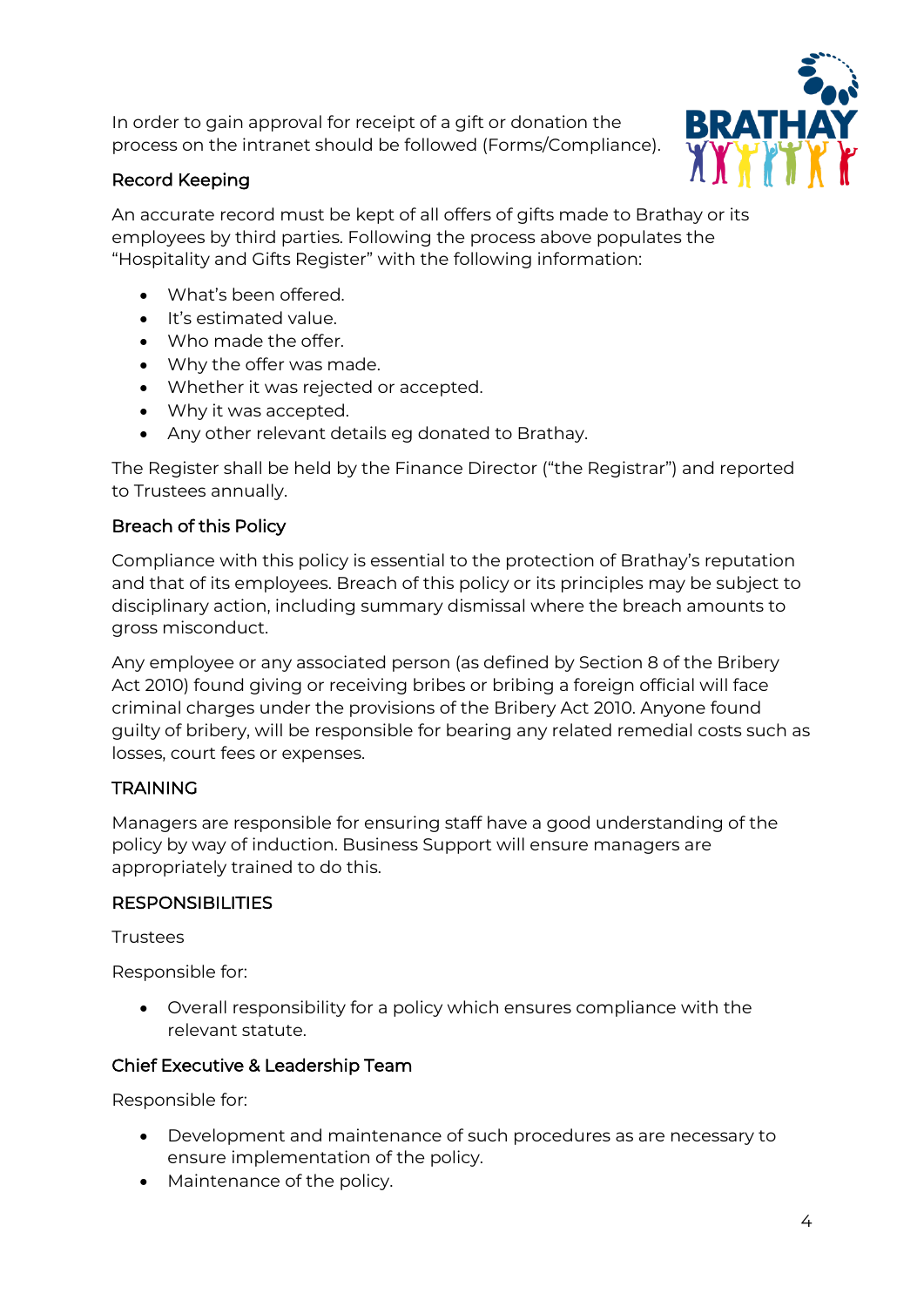In order to gain approval for receipt of a gift or donation the process on the intranet should be followed (Forms/Compliance).

### Record Keeping

An accurate record must be kept of all offers of gifts made to Brathay or its employees by third parties. Following the process above populates the "Hospitality and Gifts Register" with the following information:

- What's been offered.
- It's estimated value.
- Who made the offer.
- Why the offer was made.
- Whether it was rejected or accepted.
- Why it was accepted.
- Any other relevant details eg donated to Brathay.

The Register shall be held by the Finance Director ("the Registrar") and reported to Trustees annually.

### Breach of this Policy

Compliance with this policy is essential to the protection of Brathay's reputation and that of its employees. Breach of this policy or its principles may be subject to disciplinary action, including summary dismissal where the breach amounts to gross misconduct.

Any employee or any associated person (as defined by Section 8 of the Bribery Act 2010) found giving or receiving bribes or bribing a foreign official will face criminal charges under the provisions of the Bribery Act 2010. Anyone found guilty of bribery, will be responsible for bearing any related remedial costs such as losses, court fees or expenses.

## TRAINING

Managers are responsible for ensuring staff have a good understanding of the policy by way of induction. Business Support will ensure managers are appropriately trained to do this.

## RESPONSIBILITIES

Trustees

Responsible for:

- Overall responsibility for a policy which ensures compliance with the relevant statute.

### Chief Executive & Leadership Team

Responsible for:

- Development and maintenance of such procedures as are necessary to ensure implementation of the policy.
- Maintenance of the policy.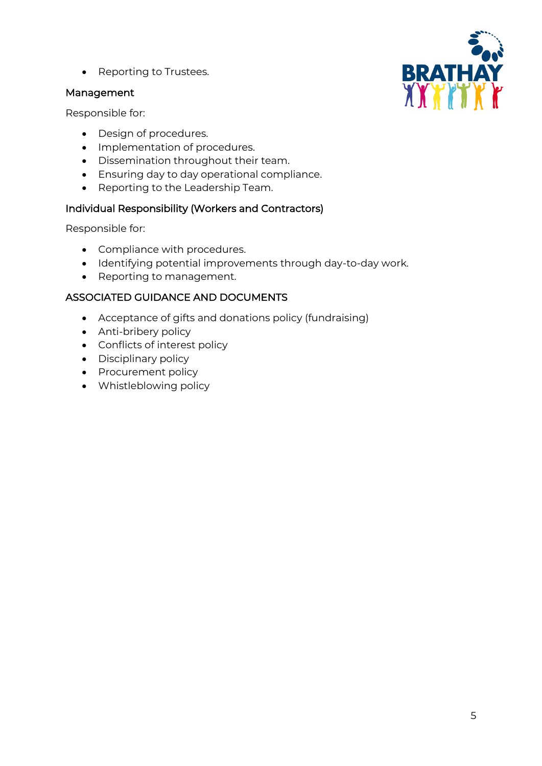- Reporting to Trustees.

### Management

Responsible for:

- Design of procedures.
- Implementation of procedures.
- Dissemination throughout their team.
- Ensuring day to day operational compliance.
- Reporting to the Leadership Team.

### Individual Responsibility (Workers and Contractors)

Responsible for:

- Compliance with procedures.
- Identifying potential improvements through day-to-day work.
- Reporting to management.

## ASSOCIATED GUIDANCE AND DOCUMENTS

- Acceptance of gifts and donations policy (fundraising)
- Anti-bribery policy
- Conflicts of interest policy
- Disciplinary policy
- Procurement policy
- Whistleblowing policy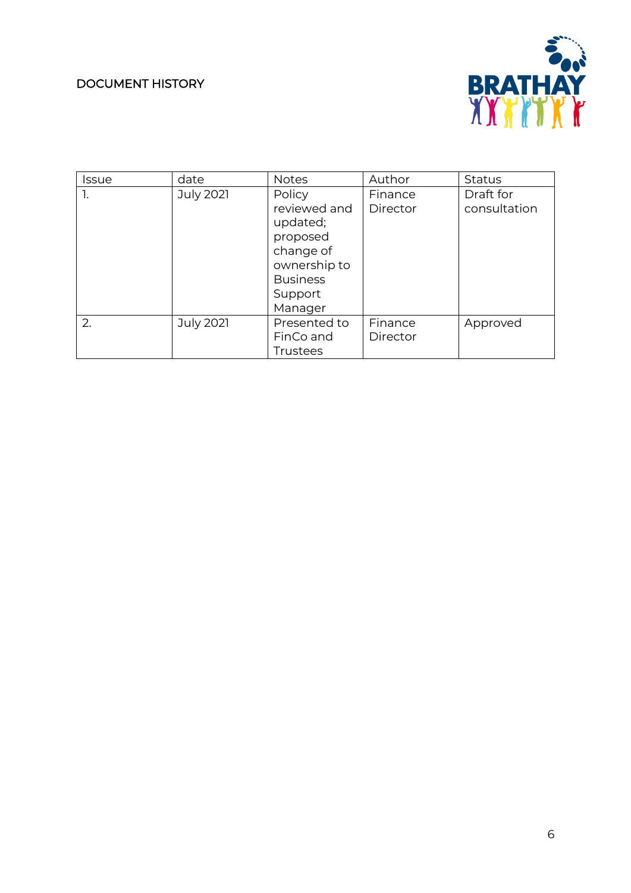DOCUMENT HISTORY

| Issue | date | Notes | Author | Status |
|---|---|---|---|---|
| 1. | July 2021 | Policy reviewed and updated; proposed change of ownership to Business Support Manager | Finance Director | Draft for consultation |
| 2. | July 2021 | Presented to FinCo and Trustees | Finance Director | Approved |